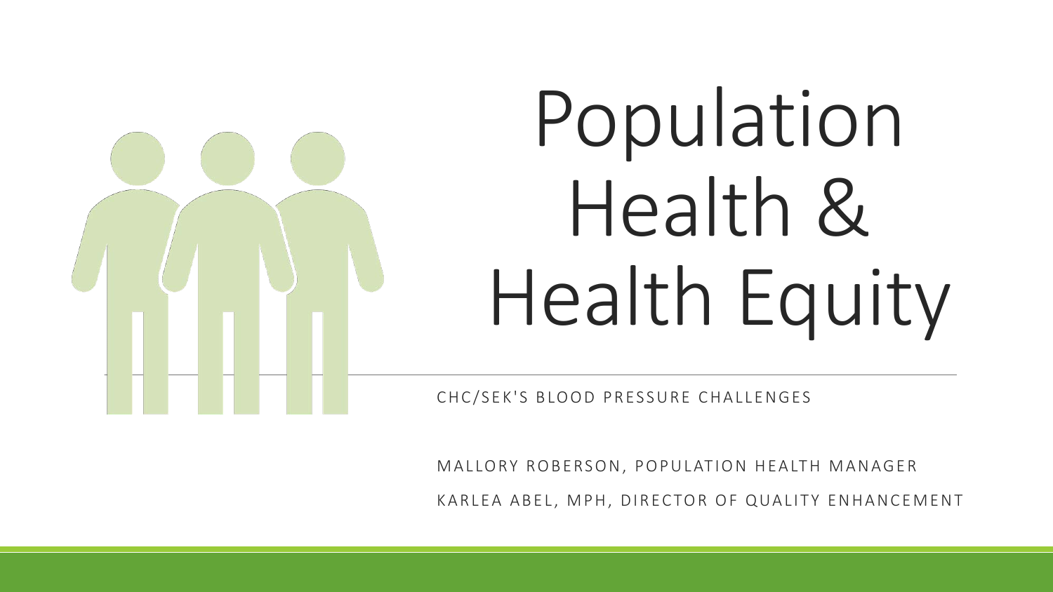# Population Health & Health Equity

CHC/SEK'S BLOOD PRESSURE CHALLENGES

MALLORY ROBERSON, POPULATION HEALTH MANAGER

KARLEA ABEL, MPH, DIRECTOR OF QUALITY ENHANCEMENT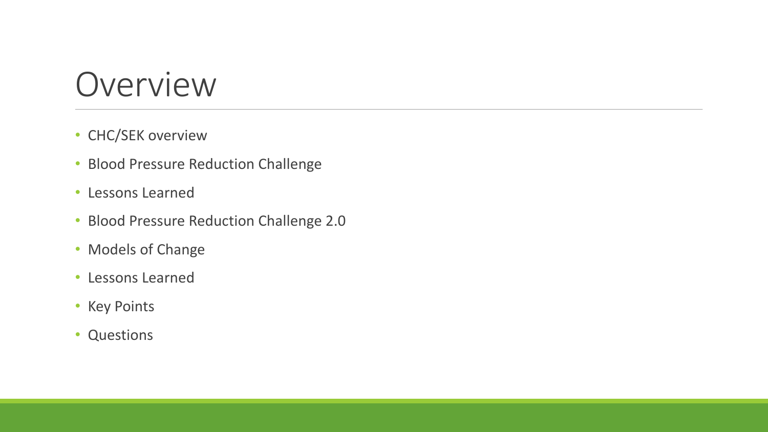# Overview

- CHC/SEK overview
- Blood Pressure Reduction Challenge
- Lessons Learned
- Blood Pressure Reduction Challenge 2.0
- Models of Change
- Lessons Learned
- Key Points
- Questions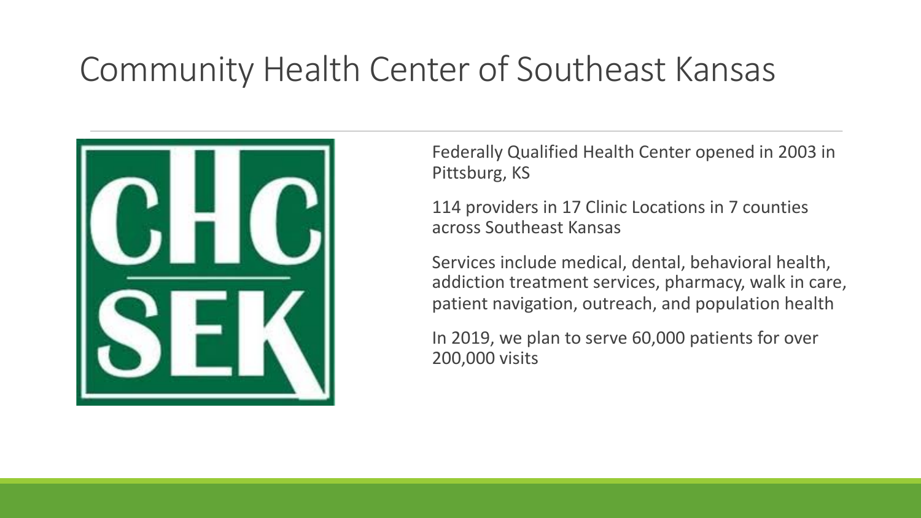# Community Health Center of Southeast Kansas

Federally Qualified Health Center opened in 2003 in Pittsburg, KS

114 providers in 17 Clinic Locations in 7 counties across Southeast Kansas

Services include medical, dental, behavioral health, addiction treatment services, pharmacy, walk in care, patient navigation, outreach, and population health

In 2019, we plan to serve 60,000 patients for over 200,000 visits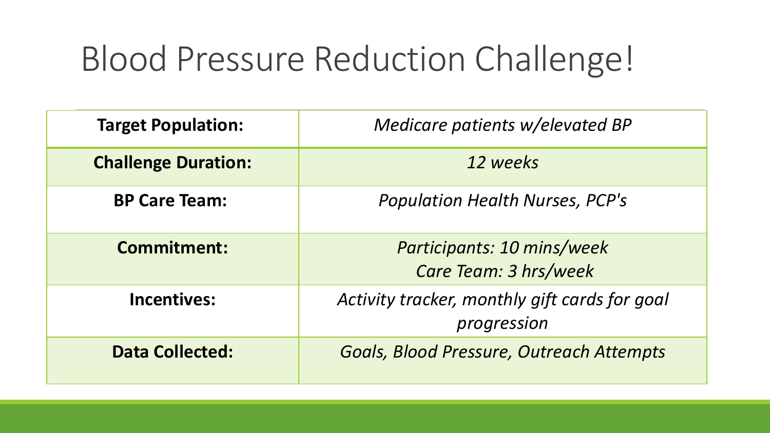# Blood Pressure Reduction Challenge!

| | |
|---|---|
| **Target Population:** | *Medicare patients w/elevated BP* |
| **Challenge Duration:** | *12 weeks* |
| **BP Care Team:** | *Population Health Nurses, PCP's* |
| **Commitment:** | *Participants: 10 mins/week*<br>*Care Team: 3 hrs/week* |
| **Incentives:** | *Activity tracker, monthly gift cards for goal progression* |
| **Data Collected:** | *Goals, Blood Pressure, Outreach Attempts* |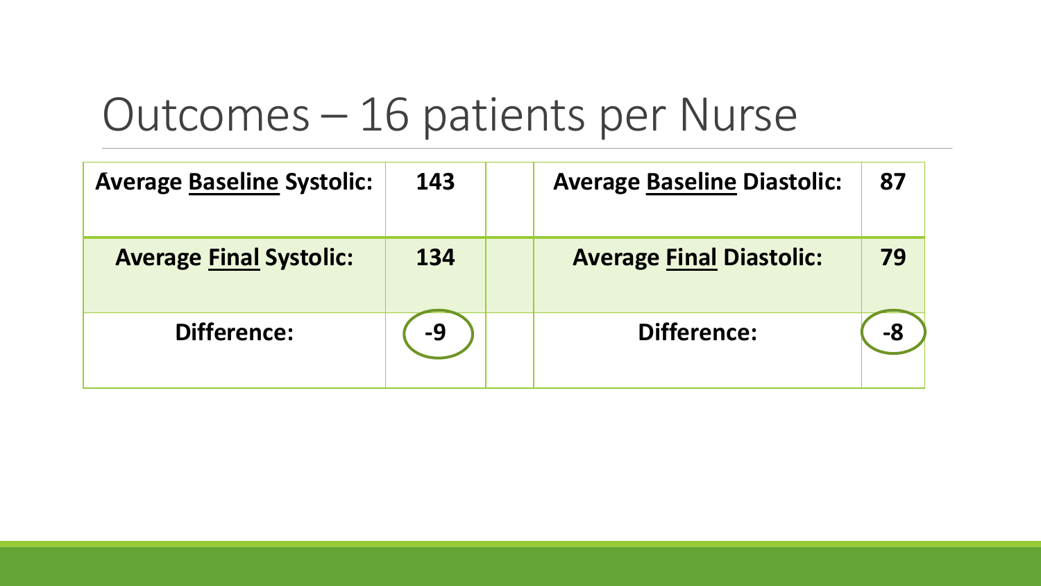# Outcomes – 16 patients per Nurse

| **Average <u>Baseline</u> Systolic:** | **143** | | **Average <u>Baseline</u> Diastolic:** | **87** |
|---|---|---|---|---|
| **Average <u>Final</u> Systolic:** | **134** | | **Average <u>Final</u> Diastolic:** | **79** |
| **Difference:** | **-9** | | **Difference:** | **-8** |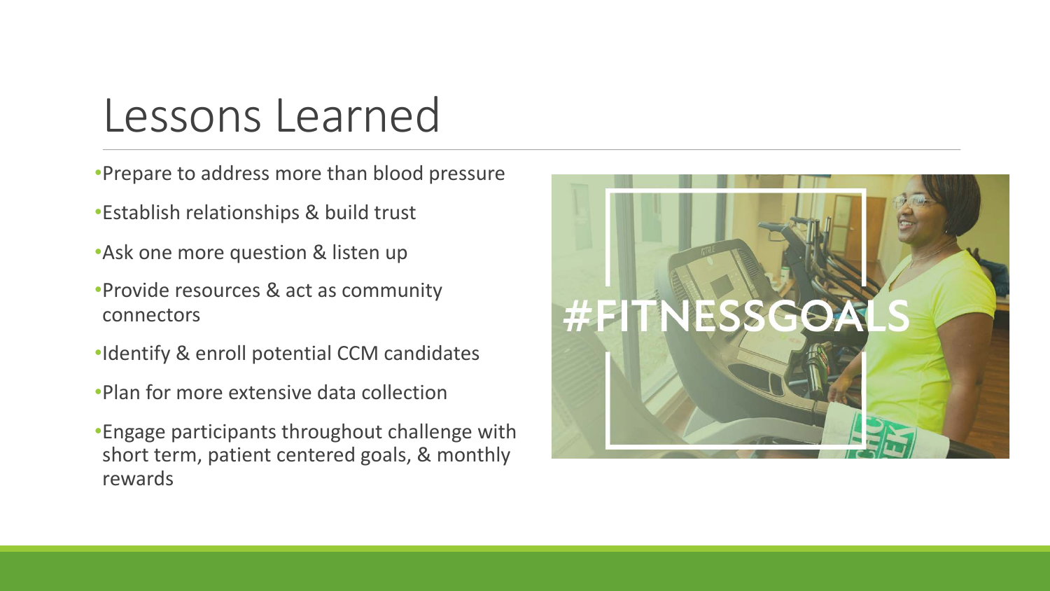# Lessons Learned

- Prepare to address more than blood pressure
- Establish relationships & build trust
- Ask one more question & listen up
- Provide resources & act as community connectors
- Identify & enroll potential CCM candidates
- Plan for more extensive data collection
- Engage participants throughout challenge with short term, patient centered goals, & monthly rewards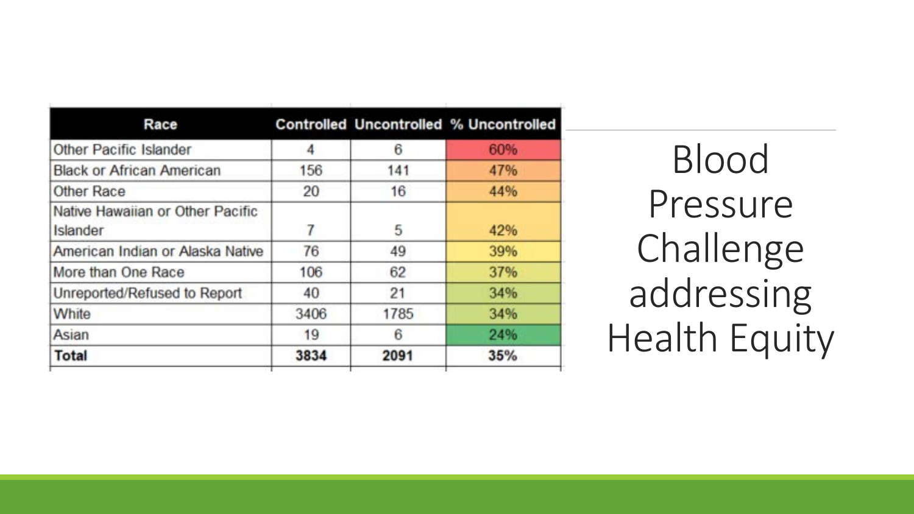# Blood Pressure Challenge addressing Health Equity

| Race | Controlled | Uncontrolled | % Uncontrolled |
|---|---|---|---|
| Other Pacific Islander | 4 | 6 | 60% |
| Black or African American | 156 | 141 | 47% |
| Other Race | 20 | 16 | 44% |
| Native Hawaiian or Other Pacific Islander | 7 | 5 | 42% |
| American Indian or Alaska Native | 76 | 49 | 39% |
| More than One Race | 106 | 62 | 37% |
| Unreported/Refused to Report | 40 | 21 | 34% |
| White | 3406 | 1785 | 34% |
| Asian | 19 | 6 | 24% |
| **Total** | **3834** | **2091** | **35%** |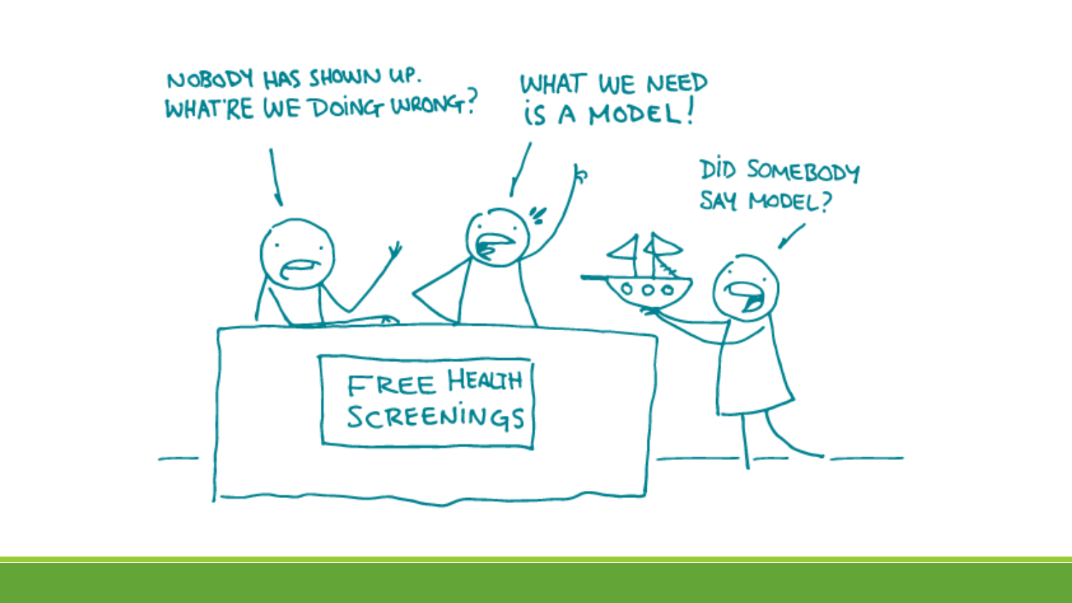NOBODY HAS SHOWN UP. WHAT'RE WE DOING WRONG?

WHAT WE NEED IS A MODEL!

DID SOMEBODY SAY MODEL?

FREE HEALTH SCREENINGS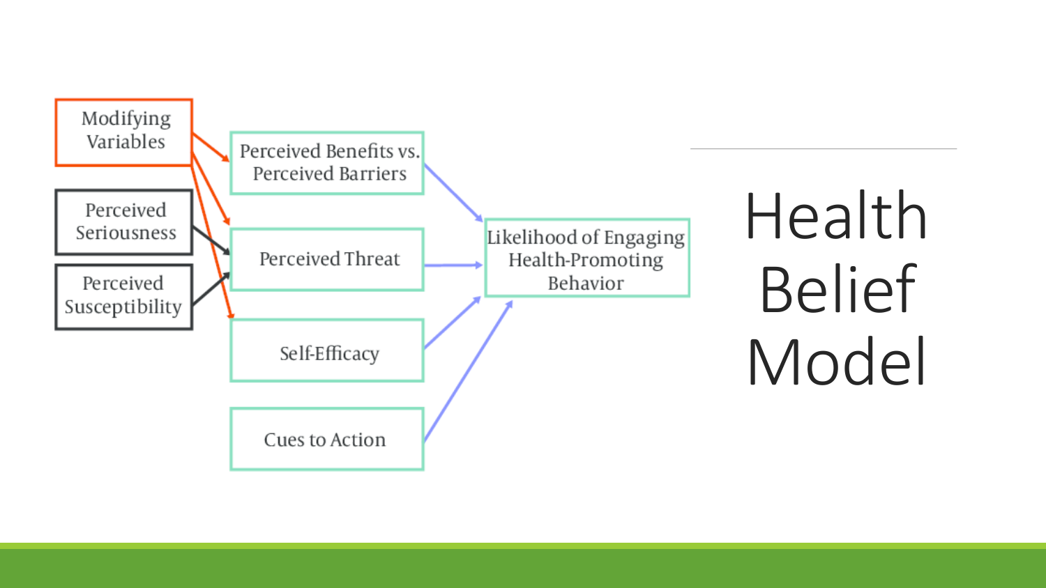# Health Belief Model

Modifying Variables

Perceived Seriousness

Perceived Susceptibility

Perceived Benefits vs. Perceived Barriers

Perceived Threat

Self-Efficacy

Cues to Action

Likelihood of Engaging Health-Promoting Behavior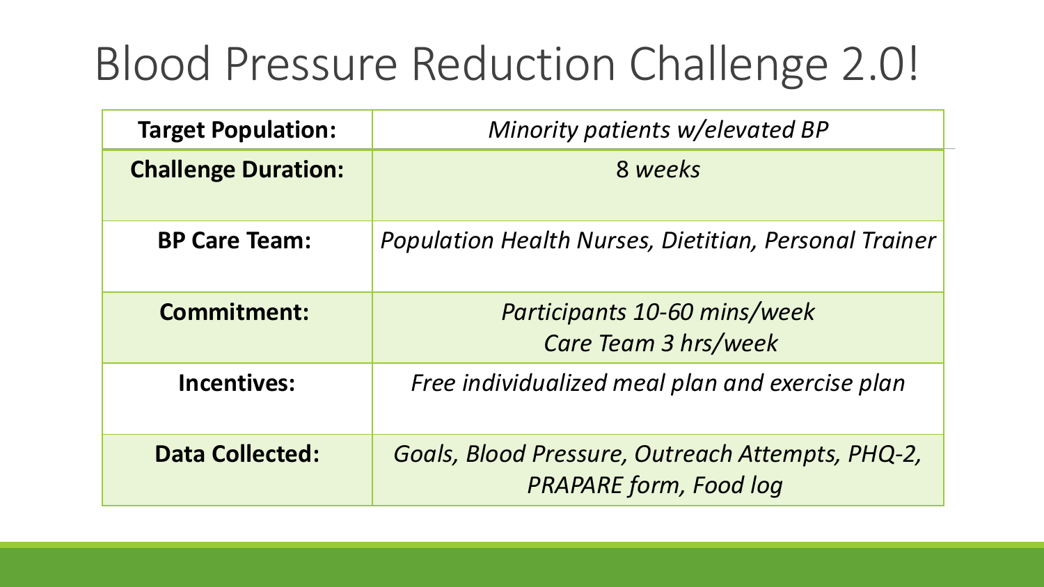# Blood Pressure Reduction Challenge 2.0!

| **Target Population:** | *Minority patients w/elevated BP* |
|---|---|
| **Challenge Duration:** | 8 *weeks* |
| **BP Care Team:** | *Population Health Nurses, Dietitian, Personal Trainer* |
| **Commitment:** | *Participants 10-60 mins/week*<br>*Care Team 3 hrs/week* |
| **Incentives:** | *Free individualized meal plan and exercise plan* |
| **Data Collected:** | *Goals, Blood Pressure, Outreach Attempts, PHQ-2, PRAPARE form, Food log* |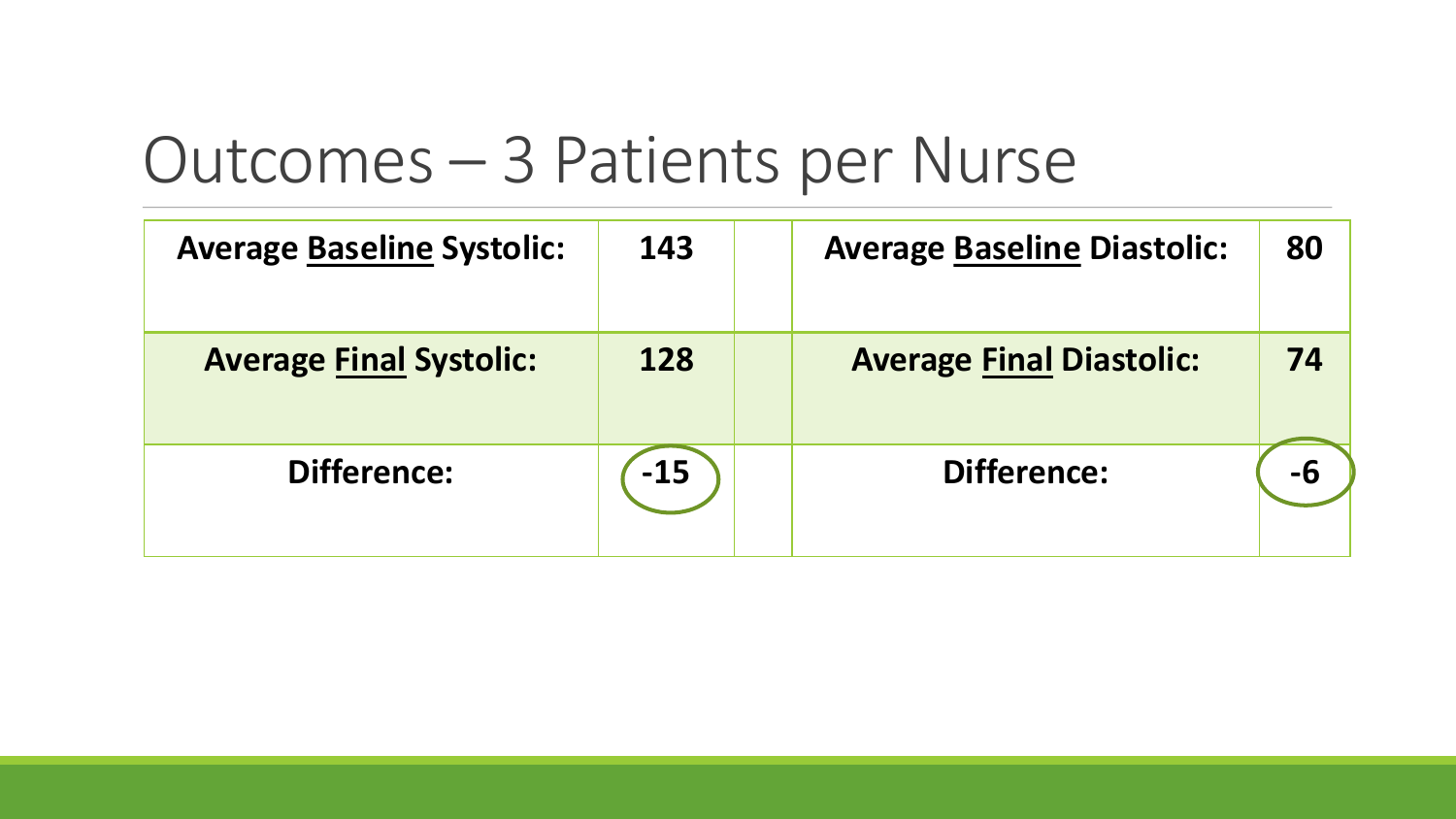# Outcomes – 3 Patients per Nurse

| Average Baseline Systolic: | 143 | | Average Baseline Diastolic: | 80 |
|---|---|---|---|---|
| **Average Final Systolic:** | **128** | | **Average Final Diastolic:** | **74** |
| **Difference:** | **-15** | | **Difference:** | **-6** |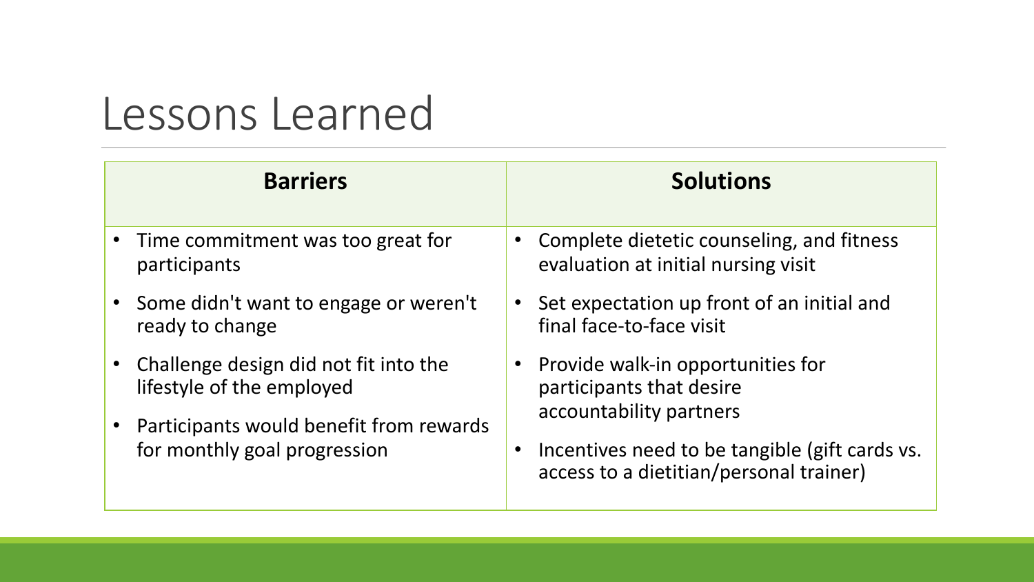# Lessons Learned

| Barriers | Solutions |
| --- | --- |
| • Time commitment was too great for participants<br>• Some didn't want to engage or weren't ready to change<br>• Challenge design did not fit into the lifestyle of the employed<br>• Participants would benefit from rewards for monthly goal progression | • Complete dietetic counseling, and fitness evaluation at initial nursing visit<br>• Set expectation up front of an initial and final face-to-face visit<br>• Provide walk-in opportunities for participants that desire accountability partners<br>• Incentives need to be tangible (gift cards vs. access to a dietitian/personal trainer) |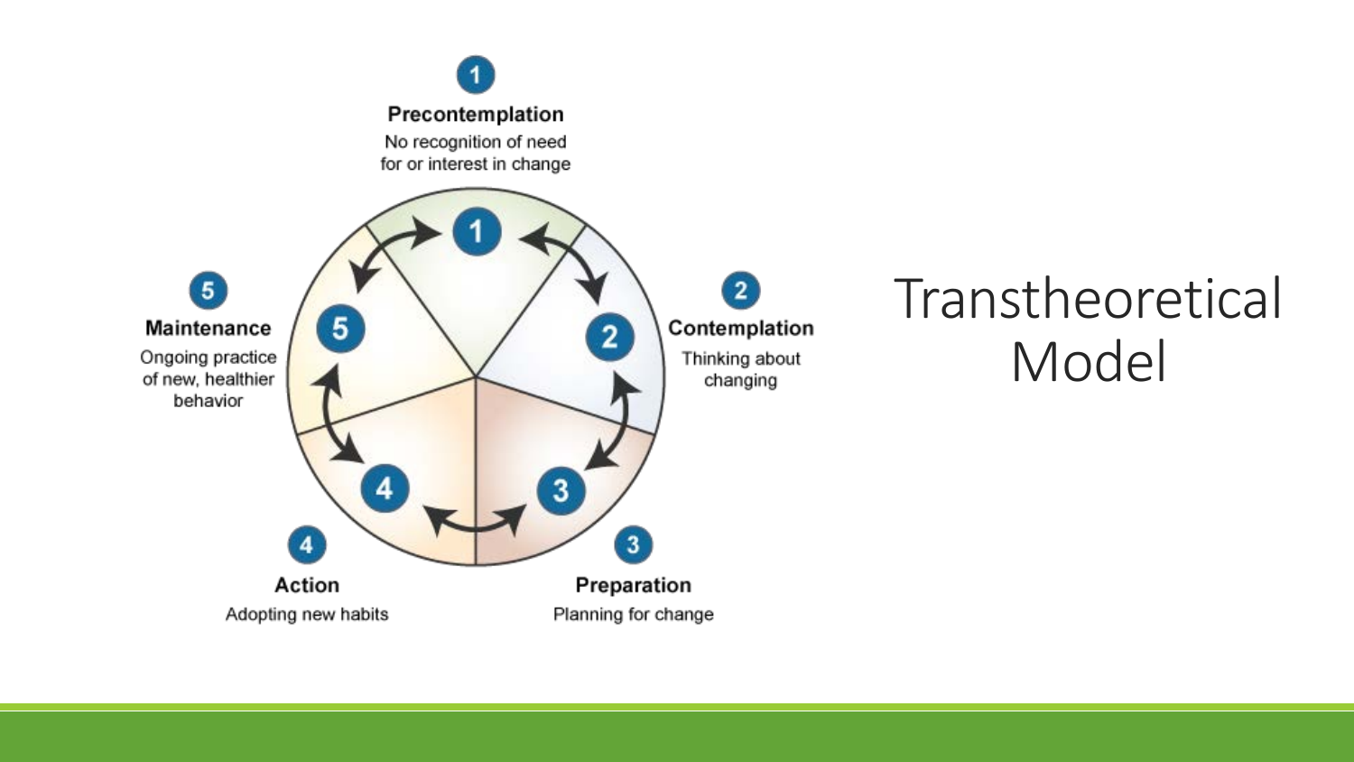# Transtheoretical Model

1. **Precontemplation**
   No recognition of need for or interest in change

2. **Contemplation**
   Thinking about changing

3. **Preparation**
   Planning for change

4. **Action**
   Adopting new habits

5. **Maintenance**
   Ongoing practice of new, healthier behavior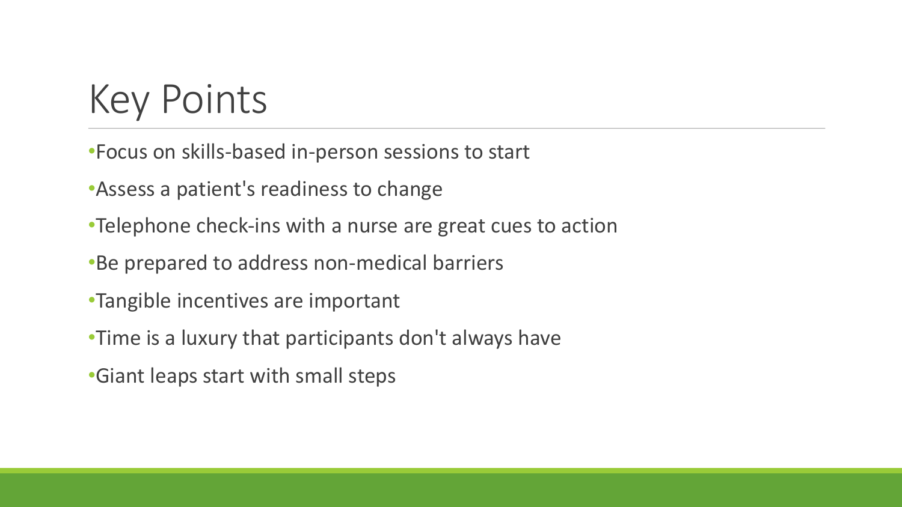# Key Points

- Focus on skills-based in-person sessions to start
- Assess a patient's readiness to change
- Telephone check-ins with a nurse are great cues to action
- Be prepared to address non-medical barriers
- Tangible incentives are important
- Time is a luxury that participants don't always have
- Giant leaps start with small steps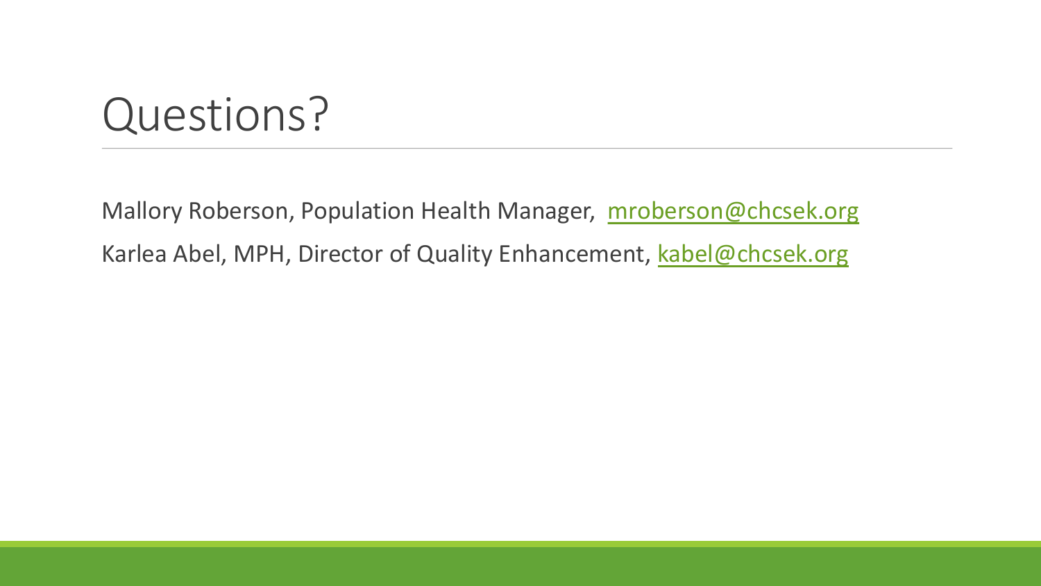# Questions?

Mallory Roberson, Population Health Manager, mroberson@chcsek.org

Karlea Abel, MPH, Director of Quality Enhancement, kabel@chcsek.org